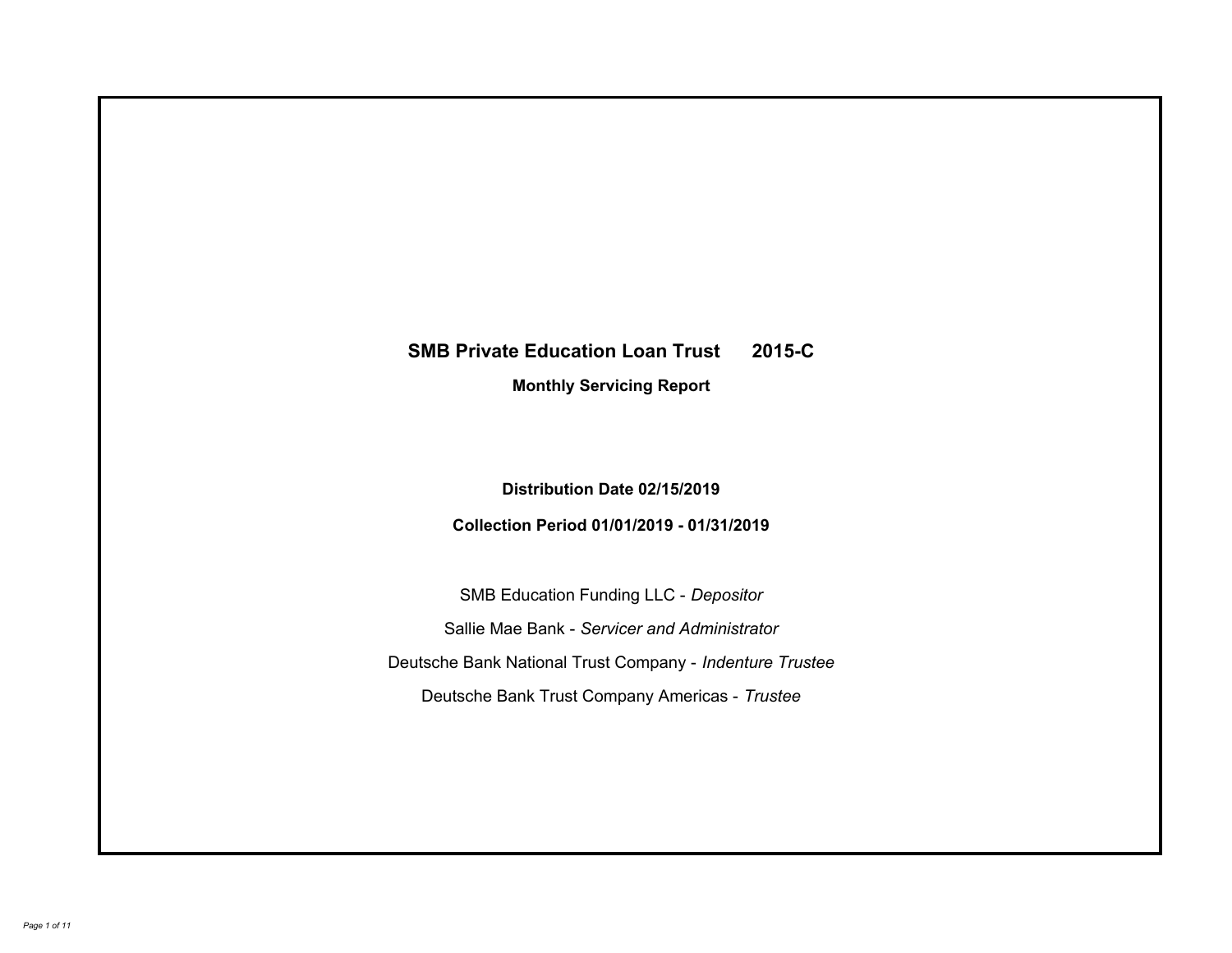# SMB Private Education Loan Trust 2015-C

## Monthly Servicing Report

**Distribution Date 02/15/2019**

**Collection Period 01/01/2019 - 01/31/2019**

SMB Education Funding LLC - *Depositor*

Sallie Mae Bank - *Servicer and Administrator*

Deutsche Bank National Trust Company - *Indenture Trustee*

Deutsche Bank Trust Company Americas - *Trustee*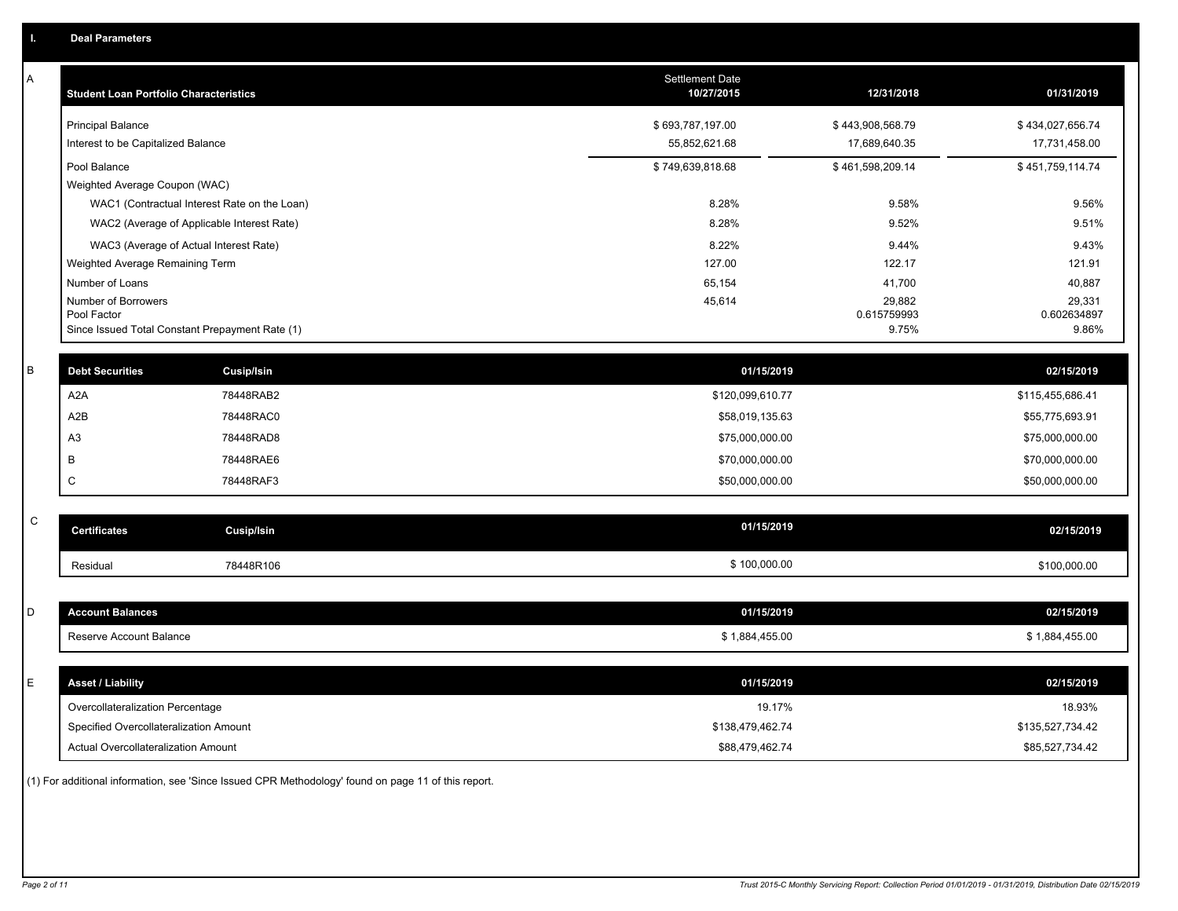## I. Deal Parameters

### A

| Student Loan Portfolio Characteristics | Settlement Date 10/27/2015 | 12/31/2018 | 01/31/2019 |
|---|---|---|---|
| Principal Balance | $ 693,787,197.00 | $ 443,908,568.79 | $ 434,027,656.74 |
| Interest to be Capitalized Balance | 55,852,621.68 | 17,689,640.35 | 17,731,458.00 |
| Pool Balance | $ 749,639,818.68 | $ 461,598,209.14 | $ 451,759,114.74 |
| Weighted Average Coupon (WAC) | | | |
| WAC1 (Contractual Interest Rate on the Loan) | 8.28% | 9.58% | 9.56% |
| WAC2 (Average of Applicable Interest Rate) | 8.28% | 9.52% | 9.51% |
| WAC3 (Average of Actual Interest Rate) | 8.22% | 9.44% | 9.43% |
| Weighted Average Remaining Term | 127.00 | 122.17 | 121.91 |
| Number of Loans | 65,154 | 41,700 | 40,887 |
| Number of Borrowers | 45,614 | 29,882 | 29,331 |
| Pool Factor | | 0.615759993 | 0.602634897 |
| Since Issued Total Constant Prepayment Rate (1) | | 9.75% | 9.86% |

### B

| Debt Securities | Cusip/Isin | 01/15/2019 | 02/15/2019 |
|---|---|---|---|
| A2A | 78448RAB2 | $120,099,610.77 | $115,455,686.41 |
| A2B | 78448RAC0 | $58,019,135.63 | $55,775,693.91 |
| A3 | 78448RAD8 | $75,000,000.00 | $75,000,000.00 |
| B | 78448RAE6 | $70,000,000.00 | $70,000,000.00 |
| C | 78448RAF3 | $50,000,000.00 | $50,000,000.00 |

### C

| Certificates | Cusip/Isin | 01/15/2019 | 02/15/2019 |
|---|---|---|---|
| Residual | 78448R106 | $ 100,000.00 | $100,000.00 |

### D

| Account Balances | 01/15/2019 | 02/15/2019 |
|---|---|---|
| Reserve Account Balance | $ 1,884,455.00 | $ 1,884,455.00 |

### E

| Asset / Liability | 01/15/2019 | 02/15/2019 |
|---|---|---|
| Overcollateralization Percentage | 19.17% | 18.93% |
| Specified Overcollateralization Amount | $138,479,462.74 | $135,527,734.42 |
| Actual Overcollateralization Amount | $88,479,462.74 | $85,527,734.42 |

(1) For additional information, see 'Since Issued CPR Methodology' found on page 11 of this report.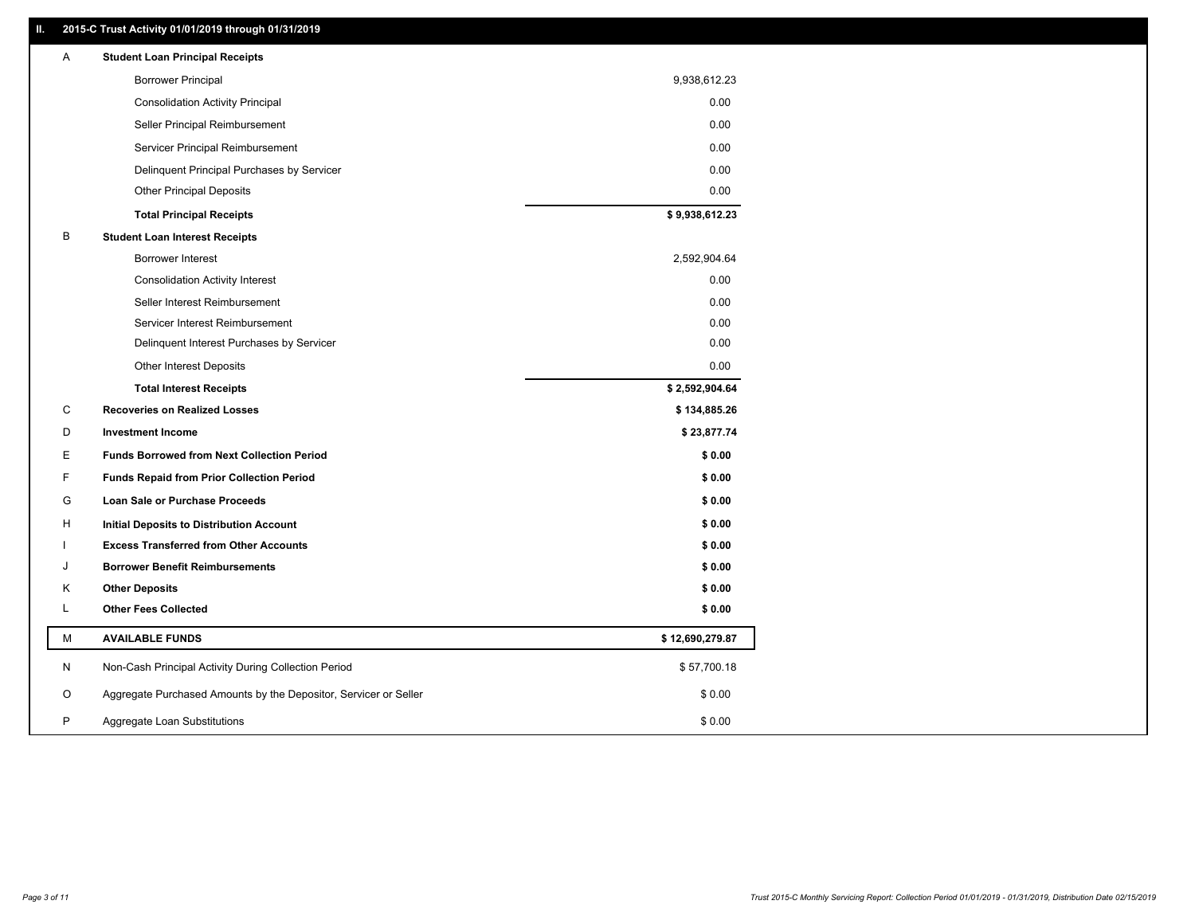## II. 2015-C Trust Activity 01/01/2019 through 01/31/2019

| | | |
|---|---|---|
| A | **Student Loan Principal Receipts** | |
| | Borrower Principal | 9,938,612.23 |
| | Consolidation Activity Principal | 0.00 |
| | Seller Principal Reimbursement | 0.00 |
| | Servicer Principal Reimbursement | 0.00 |
| | Delinquent Principal Purchases by Servicer | 0.00 |
| | Other Principal Deposits | 0.00 |
| | **Total Principal Receipts** | **$ 9,938,612.23** |
| B | **Student Loan Interest Receipts** | |
| | Borrower Interest | 2,592,904.64 |
| | Consolidation Activity Interest | 0.00 |
| | Seller Interest Reimbursement | 0.00 |
| | Servicer Interest Reimbursement | 0.00 |
| | Delinquent Interest Purchases by Servicer | 0.00 |
| | Other Interest Deposits | 0.00 |
| | **Total Interest Receipts** | **$ 2,592,904.64** |
| C | **Recoveries on Realized Losses** | **$ 134,885.26** |
| D | **Investment Income** | **$ 23,877.74** |
| E | **Funds Borrowed from Next Collection Period** | **$ 0.00** |
| F | **Funds Repaid from Prior Collection Period** | **$ 0.00** |
| G | **Loan Sale or Purchase Proceeds** | **$ 0.00** |
| H | **Initial Deposits to Distribution Account** | **$ 0.00** |
| I | **Excess Transferred from Other Accounts** | **$ 0.00** |
| J | **Borrower Benefit Reimbursements** | **$ 0.00** |
| K | **Other Deposits** | **$ 0.00** |
| L | **Other Fees Collected** | **$ 0.00** |
| M | **AVAILABLE FUNDS** | **$ 12,690,279.87** |
| N | Non-Cash Principal Activity During Collection Period | $ 57,700.18 |
| O | Aggregate Purchased Amounts by the Depositor, Servicer or Seller | $ 0.00 |
| P | Aggregate Loan Substitutions | $ 0.00 |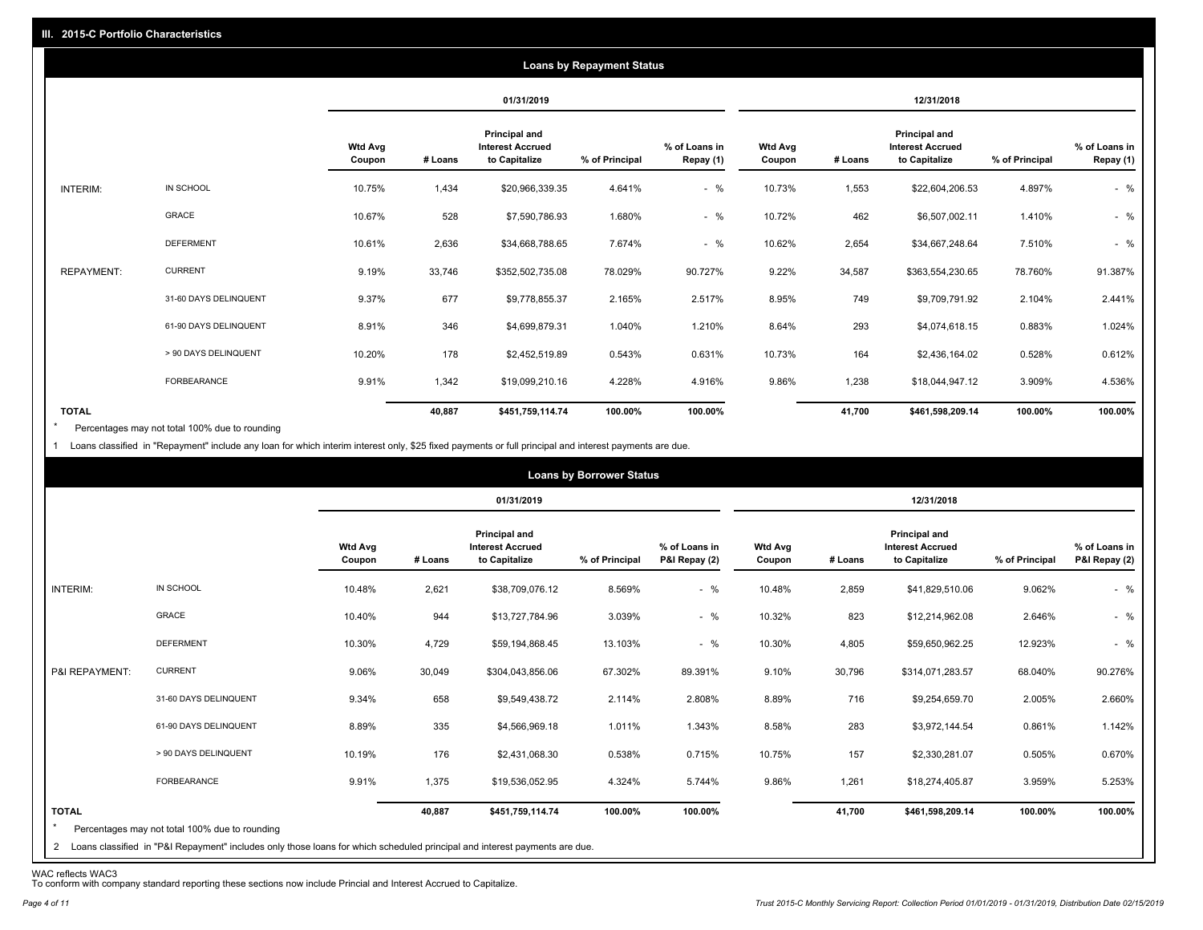## III. 2015-C Portfolio Characteristics

### Loans by Repayment Status

| | | 01/31/2019 | | | | | 12/31/2018 | | | | |
|---|---|---|---|---|---|---|---|---|---|---|---|
| | | Wtd Avg Coupon | # Loans | Principal and Interest Accrued to Capitalize | % of Principal | % of Loans in Repay (1) | Wtd Avg Coupon | # Loans | Principal and Interest Accrued to Capitalize | % of Principal | % of Loans in Repay (1) |
| INTERIM: | IN SCHOOL | 10.75% | 1,434 | $20,966,339.35 | 4.641% | - % | 10.73% | 1,553 | $22,604,206.53 | 4.897% | - % |
| | GRACE | 10.67% | 528 | $7,590,786.93 | 1.680% | - % | 10.72% | 462 | $6,507,002.11 | 1.410% | - % |
| | DEFERMENT | 10.61% | 2,636 | $34,668,788.65 | 7.674% | - % | 10.62% | 2,654 | $34,667,248.64 | 7.510% | - % |
| REPAYMENT: | CURRENT | 9.19% | 33,746 | $352,502,735.08 | 78.029% | 90.727% | 9.22% | 34,587 | $363,554,230.65 | 78.760% | 91.387% |
| | 31-60 DAYS DELINQUENT | 9.37% | 677 | $9,778,855.37 | 2.165% | 2.517% | 8.95% | 749 | $9,709,791.92 | 2.104% | 2.441% |
| | 61-90 DAYS DELINQUENT | 8.91% | 346 | $4,699,879.31 | 1.040% | 1.210% | 8.64% | 293 | $4,074,618.15 | 0.883% | 1.024% |
| | > 90 DAYS DELINQUENT | 10.20% | 178 | $2,452,519.89 | 0.543% | 0.631% | 10.73% | 164 | $2,436,164.02 | 0.528% | 0.612% |
| | FORBEARANCE | 9.91% | 1,342 | $19,099,210.16 | 4.228% | 4.916% | 9.86% | 1,238 | $18,044,947.12 | 3.909% | 4.536% |
| **TOTAL** | | | **40,887** | **$451,759,114.74** | **100.00%** | **100.00%** | | **41,700** | **$461,598,209.14** | **100.00%** | **100.00%** |

\* Percentages may not total 100% due to rounding

1 Loans classified in "Repayment" include any loan for which interim interest only, $25 fixed payments or full principal and interest payments are due.

### Loans by Borrower Status

| | | 01/31/2019 | | | | | 12/31/2018 | | | | |
|---|---|---|---|---|---|---|---|---|---|---|---|
| | | Wtd Avg Coupon | # Loans | Principal and Interest Accrued to Capitalize | % of Principal | % of Loans in P&I Repay (2) | Wtd Avg Coupon | # Loans | Principal and Interest Accrued to Capitalize | % of Principal | % of Loans in P&I Repay (2) |
| INTERIM: | IN SCHOOL | 10.48% | 2,621 | $38,709,076.12 | 8.569% | - % | 10.48% | 2,859 | $41,829,510.06 | 9.062% | - % |
| | GRACE | 10.40% | 944 | $13,727,784.96 | 3.039% | - % | 10.32% | 823 | $12,214,962.08 | 2.646% | - % |
| | DEFERMENT | 10.30% | 4,729 | $59,194,868.45 | 13.103% | - % | 10.30% | 4,805 | $59,650,962.25 | 12.923% | - % |
| P&I REPAYMENT: | CURRENT | 9.06% | 30,049 | $304,043,856.06 | 67.302% | 89.391% | 9.10% | 30,796 | $314,071,283.57 | 68.040% | 90.276% |
| | 31-60 DAYS DELINQUENT | 9.34% | 658 | $9,549,438.72 | 2.114% | 2.808% | 8.89% | 716 | $9,254,659.70 | 2.005% | 2.660% |
| | 61-90 DAYS DELINQUENT | 8.89% | 335 | $4,566,969.18 | 1.011% | 1.343% | 8.58% | 283 | $3,972,144.54 | 0.861% | 1.142% |
| | > 90 DAYS DELINQUENT | 10.19% | 176 | $2,431,068.30 | 0.538% | 0.715% | 10.75% | 157 | $2,330,281.07 | 0.505% | 0.670% |
| | FORBEARANCE | 9.91% | 1,375 | $19,536,052.95 | 4.324% | 5.744% | 9.86% | 1,261 | $18,274,405.87 | 3.959% | 5.253% |
| **TOTAL** | | | **40,887** | **$451,759,114.74** | **100.00%** | **100.00%** | | **41,700** | **$461,598,209.14** | **100.00%** | **100.00%** |

\* Percentages may not total 100% due to rounding

2 Loans classified in "P&I Repayment" includes only those loans for which scheduled principal and interest payments are due.

WAC reflects WAC3

To conform with company standard reporting these sections now include Princial and Interest Accrued to Capitalize.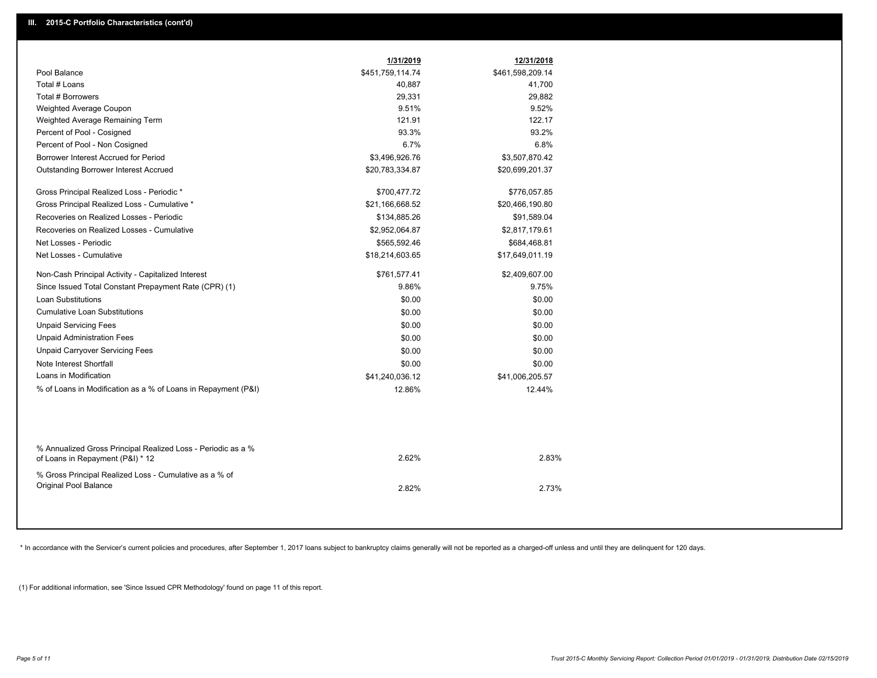## III. 2015-C Portfolio Characteristics (cont'd)

| | 1/31/2019 | 12/31/2018 |
|---|---|---|
| Pool Balance | $451,759,114.74 | $461,598,209.14 |
| Total # Loans | 40,887 | 41,700 |
| Total # Borrowers | 29,331 | 29,882 |
| Weighted Average Coupon | 9.51% | 9.52% |
| Weighted Average Remaining Term | 121.91 | 122.17 |
| Percent of Pool - Cosigned | 93.3% | 93.2% |
| Percent of Pool - Non Cosigned | 6.7% | 6.8% |
| Borrower Interest Accrued for Period | $3,496,926.76 | $3,507,870.42 |
| Outstanding Borrower Interest Accrued | $20,783,334.87 | $20,699,201.37 |
| Gross Principal Realized Loss - Periodic * | $700,477.72 | $776,057.85 |
| Gross Principal Realized Loss - Cumulative * | $21,166,668.52 | $20,466,190.80 |
| Recoveries on Realized Losses - Periodic | $134,885.26 | $91,589.04 |
| Recoveries on Realized Losses - Cumulative | $2,952,064.87 | $2,817,179.61 |
| Net Losses - Periodic | $565,592.46 | $684,468.81 |
| Net Losses - Cumulative | $18,214,603.65 | $17,649,011.19 |
| Non-Cash Principal Activity - Capitalized Interest | $761,577.41 | $2,409,607.00 |
| Since Issued Total Constant Prepayment Rate (CPR) (1) | 9.86% | 9.75% |
| Loan Substitutions | $0.00 | $0.00 |
| Cumulative Loan Substitutions | $0.00 | $0.00 |
| Unpaid Servicing Fees | $0.00 | $0.00 |
| Unpaid Administration Fees | $0.00 | $0.00 |
| Unpaid Carryover Servicing Fees | $0.00 | $0.00 |
| Note Interest Shortfall | $0.00 | $0.00 |
| Loans in Modification | $41,240,036.12 | $41,006,205.57 |
| % of Loans in Modification as a % of Loans in Repayment (P&I) | 12.86% | 12.44% |
| % Annualized Gross Principal Realized Loss - Periodic as a % of Loans in Repayment (P&I) * 12 | 2.62% | 2.83% |
| % Gross Principal Realized Loss - Cumulative as a % of Original Pool Balance | 2.82% | 2.73% |

* In accordance with the Servicer's current policies and procedures, after September 1, 2017 loans subject to bankruptcy claims generally will not be reported as a charged-off unless and until they are delinquent for 120 days.

(1) For additional information, see 'Since Issued CPR Methodology' found on page 11 of this report.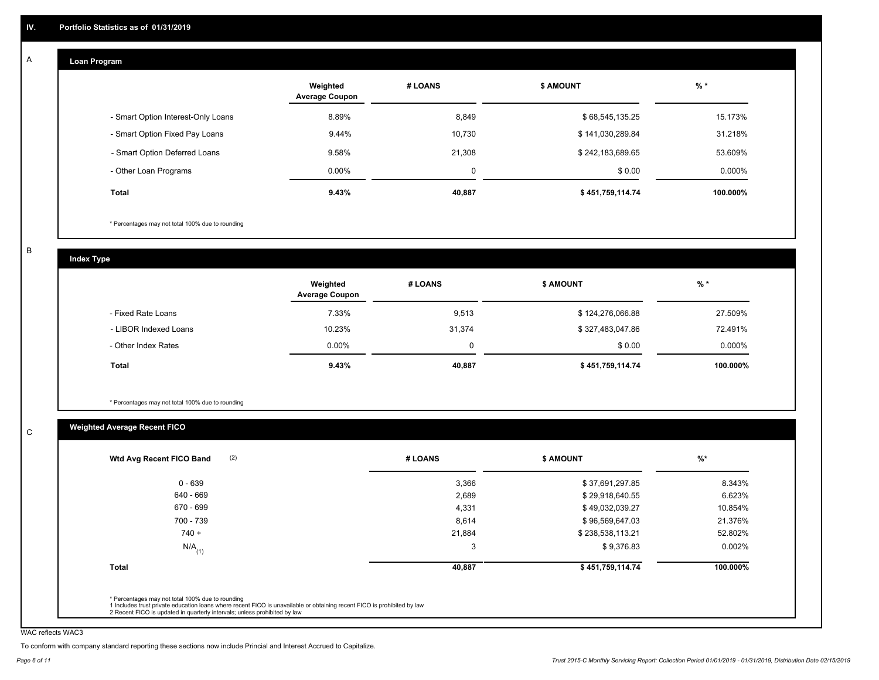## IV. Portfolio Statistics as of 01/31/2019

### A Loan Program

| | Weighted Average Coupon | # LOANS | $ AMOUNT | % * |
|---|---|---|---|---|
| - Smart Option Interest-Only Loans | 8.89% | 8,849 | $ 68,545,135.25 | 15.173% |
| - Smart Option Fixed Pay Loans | 9.44% | 10,730 | $ 141,030,289.84 | 31.218% |
| - Smart Option Deferred Loans | 9.58% | 21,308 | $ 242,183,689.65 | 53.609% |
| - Other Loan Programs | 0.00% | 0 | $ 0.00 | 0.000% |
| **Total** | **9.43%** | **40,887** | **$ 451,759,114.74** | **100.000%** |

* Percentages may not total 100% due to rounding

### B Index Type

| | Weighted Average Coupon | # LOANS | $ AMOUNT | % * |
|---|---|---|---|---|
| - Fixed Rate Loans | 7.33% | 9,513 | $ 124,276,066.88 | 27.509% |
| - LIBOR Indexed Loans | 10.23% | 31,374 | $ 327,483,047.86 | 72.491% |
| - Other Index Rates | 0.00% | 0 | $ 0.00 | 0.000% |
| **Total** | **9.43%** | **40,887** | **$ 451,759,114.74** | **100.000%** |

* Percentages may not total 100% due to rounding

### C Weighted Average Recent FICO

| Wtd Avg Recent FICO Band (2) | # LOANS | $ AMOUNT | %* |
|---|---|---|---|
| 0 - 639 | 3,366 | $ 37,691,297.85 | 8.343% |
| 640 - 669 | 2,689 | $ 29,918,640.55 | 6.623% |
| 670 - 699 | 4,331 | $ 49,032,039.27 | 10.854% |
| 700 - 739 | 8,614 | $ 96,569,647.03 | 21.376% |
| 740 + | 21,884 | $ 238,538,113.21 | 52.802% |
| N/A (1) | 3 | $ 9,376.83 | 0.002% |
| **Total** | **40,887** | **$ 451,759,114.74** | **100.000%** |

* Percentages may not total 100% due to rounding
1 Includes trust private education loans where recent FICO is unavailable or obtaining recent FICO is prohibited by law
2 Recent FICO is updated in quarterly intervals; unless prohibited by law

WAC reflects WAC3

To conform with company standard reporting these sections now include Princial and Interest Accrued to Capitalize.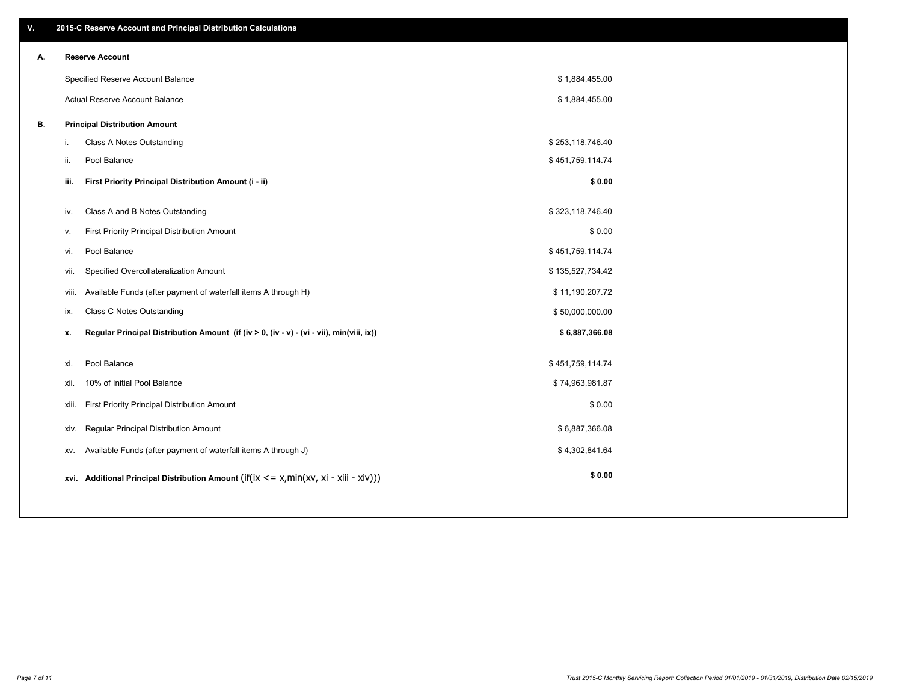## V. 2015-C Reserve Account and Principal Distribution Calculations

### A. Reserve Account

| | |
|---|---|
| Specified Reserve Account Balance | $ 1,884,455.00 |
| Actual Reserve Account Balance | $ 1,884,455.00 |

### B. Principal Distribution Amount

| | | |
|---|---|---|
| i. | Class A Notes Outstanding | $ 253,118,746.40 |
| ii. | Pool Balance | $ 451,759,114.74 |
| **iii.** | **First Priority Principal Distribution Amount (i - ii)** | **$ 0.00** |
| iv. | Class A and B Notes Outstanding | $ 323,118,746.40 |
| v. | First Priority Principal Distribution Amount | $ 0.00 |
| vi. | Pool Balance | $ 451,759,114.74 |
| vii. | Specified Overcollateralization Amount | $ 135,527,734.42 |
| viii. | Available Funds (after payment of waterfall items A through H) | $ 11,190,207.72 |
| ix. | Class C Notes Outstanding | $ 50,000,000.00 |
| **x.** | **Regular Principal Distribution Amount (if (iv > 0, (iv - v) - (vi - vii), min(viii, ix))** | **$ 6,887,366.08** |
| xi. | Pool Balance | $ 451,759,114.74 |
| xii. | 10% of Initial Pool Balance | $ 74,963,981.87 |
| xiii. | First Priority Principal Distribution Amount | $ 0.00 |
| xiv. | Regular Principal Distribution Amount | $ 6,887,366.08 |
| xv. | Available Funds (after payment of waterfall items A through J) | $ 4,302,841.64 |
| **xvi.** | **Additional Principal Distribution Amount** (if(ix <= x,min(xv, xi - xiii - xiv))) | **$ 0.00** |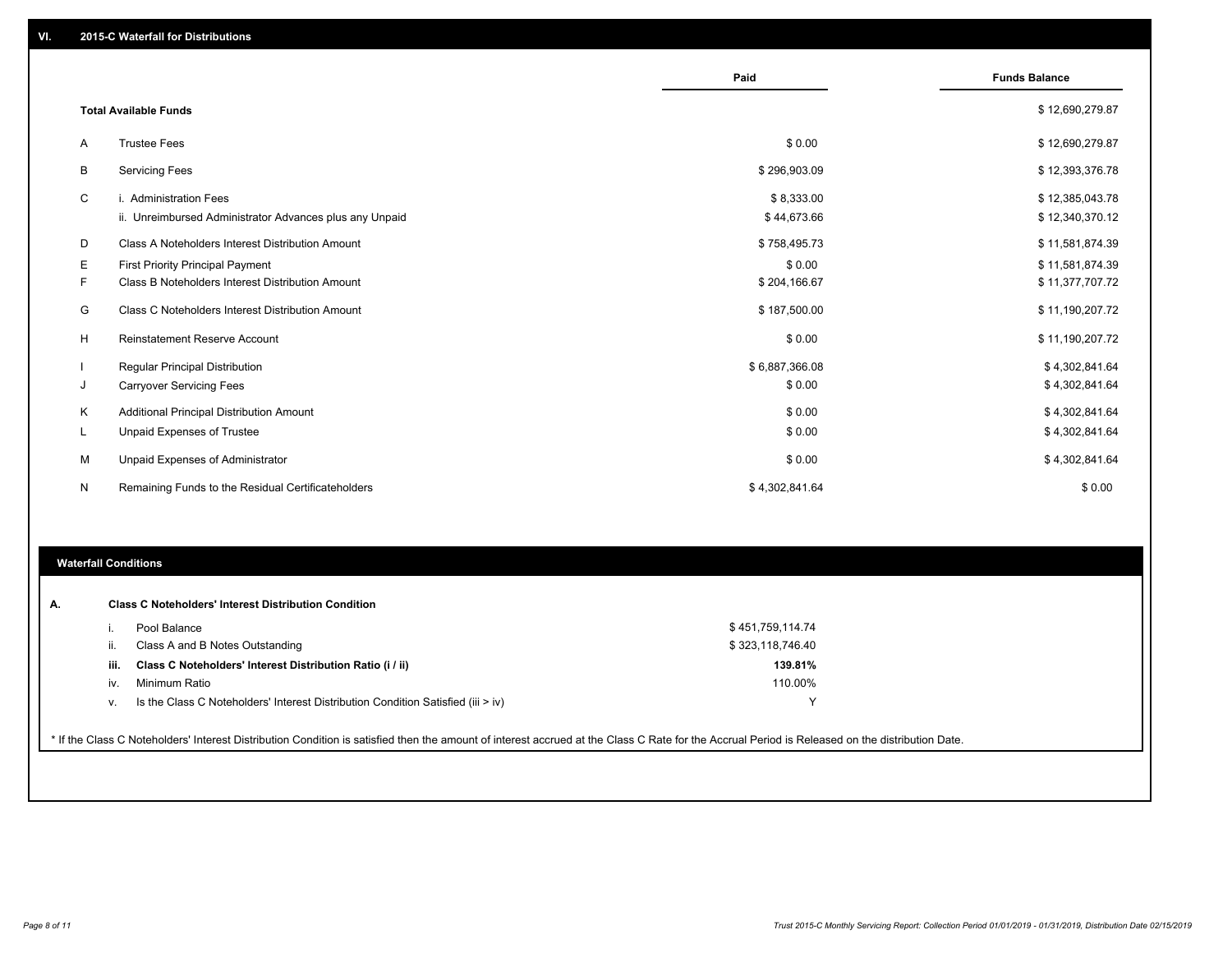## VI. 2015-C Waterfall for Distributions

| | | Paid | Funds Balance |
|---|---|---|---|
| | **Total Available Funds** | | $ 12,690,279.87 |
| A | Trustee Fees | $ 0.00 | $ 12,690,279.87 |
| B | Servicing Fees | $ 296,903.09 | $ 12,393,376.78 |
| C | i. Administration Fees | $ 8,333.00 | $ 12,385,043.78 |
| | ii. Unreimbursed Administrator Advances plus any Unpaid | $ 44,673.66 | $ 12,340,370.12 |
| D | Class A Noteholders Interest Distribution Amount | $ 758,495.73 | $ 11,581,874.39 |
| E | First Priority Principal Payment | $ 0.00 | $ 11,581,874.39 |
| F | Class B Noteholders Interest Distribution Amount | $ 204,166.67 | $ 11,377,707.72 |
| G | Class C Noteholders Interest Distribution Amount | $ 187,500.00 | $ 11,190,207.72 |
| H | Reinstatement Reserve Account | $ 0.00 | $ 11,190,207.72 |
| I | Regular Principal Distribution | $ 6,887,366.08 | $ 4,302,841.64 |
| J | Carryover Servicing Fees | $ 0.00 | $ 4,302,841.64 |
| K | Additional Principal Distribution Amount | $ 0.00 | $ 4,302,841.64 |
| L | Unpaid Expenses of Trustee | $ 0.00 | $ 4,302,841.64 |
| M | Unpaid Expenses of Administrator | $ 0.00 | $ 4,302,841.64 |
| N | Remaining Funds to the Residual Certificateholders | $ 4,302,841.64 | $ 0.00 |

### Waterfall Conditions

**A. Class C Noteholders' Interest Distribution Condition**

| | | |
|---|---|---|
| i. | Pool Balance | $ 451,759,114.74 |
| ii. | Class A and B Notes Outstanding | $ 323,118,746.40 |
| **iii.** | **Class C Noteholders' Interest Distribution Ratio (i / ii)** | **139.81%** |
| iv. | Minimum Ratio | 110.00% |
| v. | Is the Class C Noteholders' Interest Distribution Condition Satisfied (iii > iv) | Y |

* If the Class C Noteholders' Interest Distribution Condition is satisfied then the amount of interest accrued at the Class C Rate for the Accrual Period is Released on the distribution Date.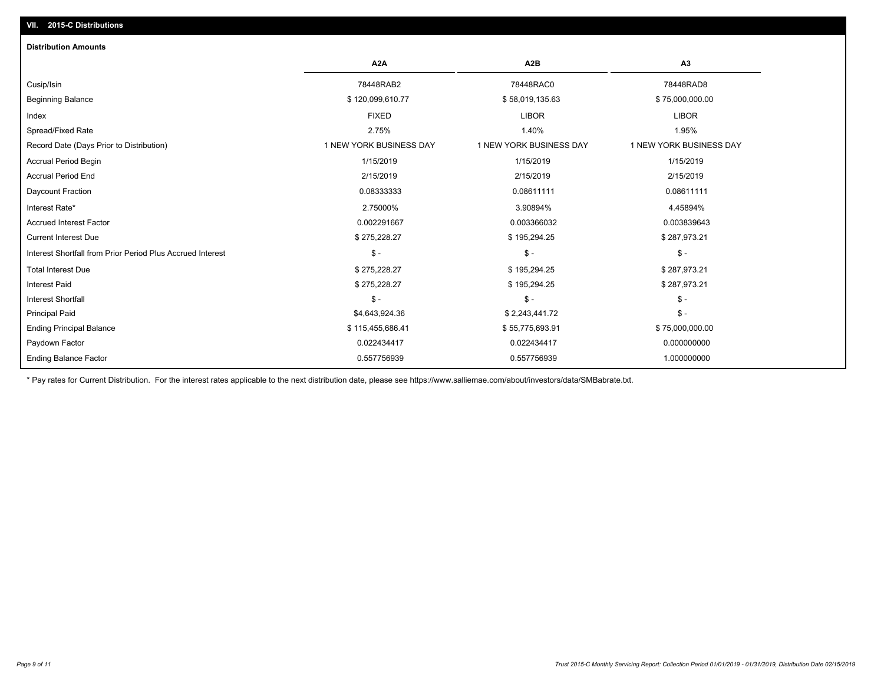## VII. 2015-C Distributions

### Distribution Amounts

| | A2A | A2B | A3 |
|---|---|---|---|
| Cusip/Isin | 78448RAB2 | 78448RAC0 | 78448RAD8 |
| Beginning Balance | $ 120,099,610.77 | $ 58,019,135.63 | $ 75,000,000.00 |
| Index | FIXED | LIBOR | LIBOR |
| Spread/Fixed Rate | 2.75% | 1.40% | 1.95% |
| Record Date (Days Prior to Distribution) | 1 NEW YORK BUSINESS DAY | 1 NEW YORK BUSINESS DAY | 1 NEW YORK BUSINESS DAY |
| Accrual Period Begin | 1/15/2019 | 1/15/2019 | 1/15/2019 |
| Accrual Period End | 2/15/2019 | 2/15/2019 | 2/15/2019 |
| Daycount Fraction | 0.08333333 | 0.08611111 | 0.08611111 |
| Interest Rate* | 2.75000% | 3.90894% | 4.45894% |
| Accrued Interest Factor | 0.002291667 | 0.003366032 | 0.003839643 |
| Current Interest Due | $ 275,228.27 | $ 195,294.25 | $ 287,973.21 |
| Interest Shortfall from Prior Period Plus Accrued Interest | $ - | $ - | $ - |
| Total Interest Due | $ 275,228.27 | $ 195,294.25 | $ 287,973.21 |
| Interest Paid | $ 275,228.27 | $ 195,294.25 | $ 287,973.21 |
| Interest Shortfall | $ - | $ - | $ - |
| Principal Paid | $4,643,924.36 | $ 2,243,441.72 | $ - |
| Ending Principal Balance | $ 115,455,686.41 | $ 55,775,693.91 | $ 75,000,000.00 |
| Paydown Factor | 0.022434417 | 0.022434417 | 0.000000000 |
| Ending Balance Factor | 0.557756939 | 0.557756939 | 1.000000000 |

* Pay rates for Current Distribution. For the interest rates applicable to the next distribution date, please see https://www.salliemae.com/about/investors/data/SMBabrate.txt.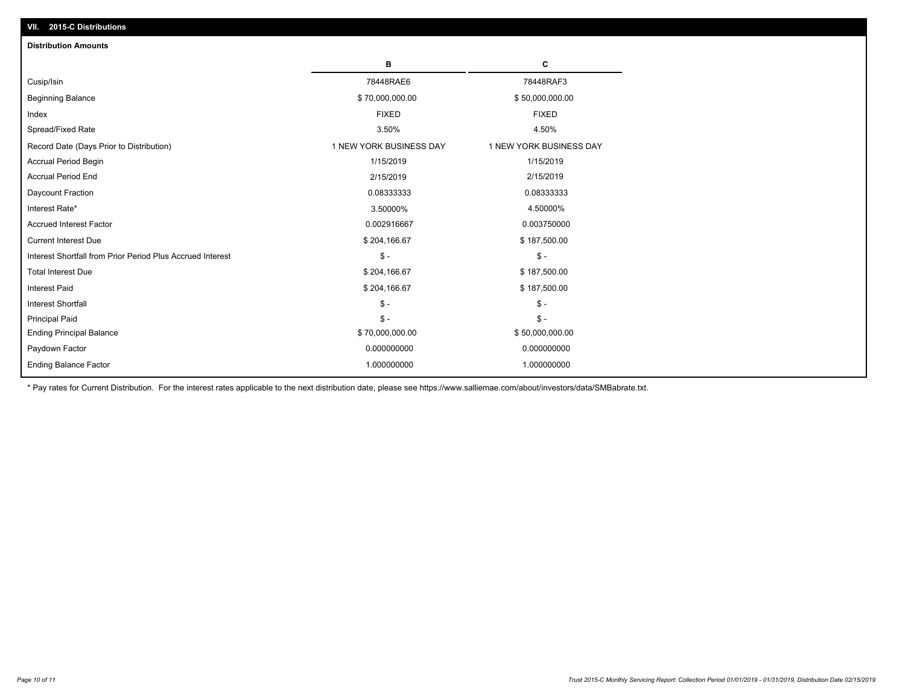## VII. 2015-C Distributions

### Distribution Amounts

| | B | C |
|---|---|---|
| Cusip/Isin | 78448RAE6 | 78448RAF3 |
| Beginning Balance | $ 70,000,000.00 | $ 50,000,000.00 |
| Index | FIXED | FIXED |
| Spread/Fixed Rate | 3.50% | 4.50% |
| Record Date (Days Prior to Distribution) | 1 NEW YORK BUSINESS DAY | 1 NEW YORK BUSINESS DAY |
| Accrual Period Begin | 1/15/2019 | 1/15/2019 |
| Accrual Period End | 2/15/2019 | 2/15/2019 |
| Daycount Fraction | 0.08333333 | 0.08333333 |
| Interest Rate* | 3.50000% | 4.50000% |
| Accrued Interest Factor | 0.002916667 | 0.003750000 |
| Current Interest Due | $ 204,166.67 | $ 187,500.00 |
| Interest Shortfall from Prior Period Plus Accrued Interest | $ - | $ - |
| Total Interest Due | $ 204,166.67 | $ 187,500.00 |
| Interest Paid | $ 204,166.67 | $ 187,500.00 |
| Interest Shortfall | $ - | $ - |
| Principal Paid | $ - | $ - |
| Ending Principal Balance | $ 70,000,000.00 | $ 50,000,000.00 |
| Paydown Factor | 0.000000000 | 0.000000000 |
| Ending Balance Factor | 1.000000000 | 1.000000000 |

* Pay rates for Current Distribution. For the interest rates applicable to the next distribution date, please see https://www.salliemae.com/about/investors/data/SMBabrate.txt.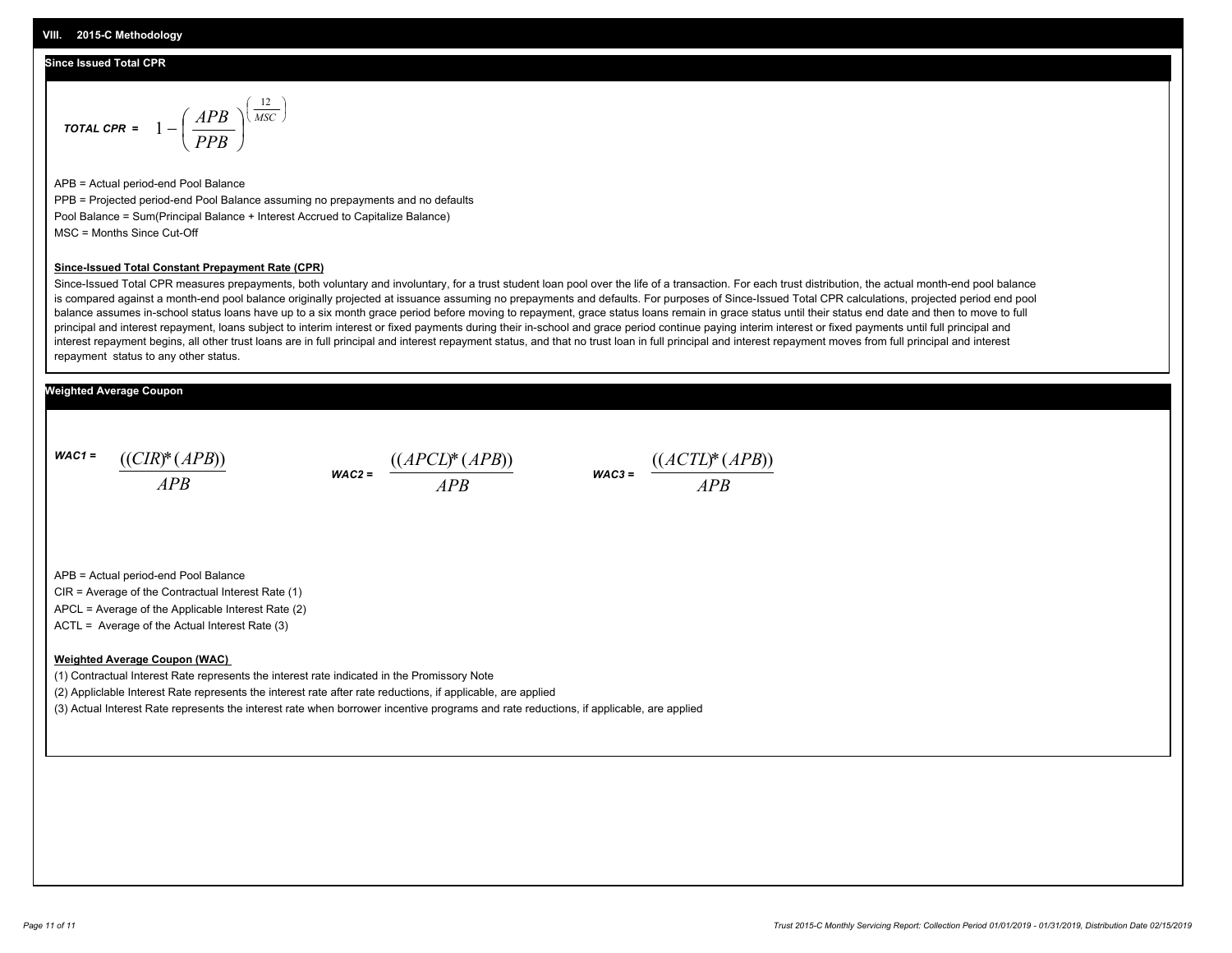## VIII. 2015-C Methodology

### Since Issued Total CPR

$$\textit{TOTAL CPR} = 1 - \left( \frac{APB}{PPB} \right)^{\left( \frac{12}{MSC} \right)}$$

APB = Actual period-end Pool Balance

PPB = Projected period-end Pool Balance assuming no prepayments and no defaults

Pool Balance = Sum(Principal Balance + Interest Accrued to Capitalize Balance)

MSC = Months Since Cut-Off

**Since-Issued Total Constant Prepayment Rate (CPR)**

Since-Issued Total CPR measures prepayments, both voluntary and involuntary, for a trust student loan pool over the life of a transaction. For each trust distribution, the actual month-end pool balance is compared against a month-end pool balance originally projected at issuance assuming no prepayments and defaults. For purposes of Since-Issued Total CPR calculations, projected period end pool balance assumes in-school status loans have up to a six month grace period before moving to repayment, grace status loans remain in grace status until their status end date and then to move to full principal and interest repayment, loans subject to interim interest or fixed payments during their in-school and grace period continue paying interim interest or fixed payments until full principal and interest repayment begins, all other trust loans are in full principal and interest repayment status, and that no trust loan in full principal and interest repayment moves from full principal and interest repayment status to any other status.

### Weighted Average Coupon

$$\textit{WAC1} = \frac{((CIR)*(APB))}{APB} \qquad \textit{WAC2} = \frac{((APCL)*(APB))}{APB} \qquad \textit{WAC3} = \frac{((ACTL)*(APB))}{APB}$$

APB = Actual period-end Pool Balance

CIR = Average of the Contractual Interest Rate (1)

APCL = Average of the Applicable Interest Rate (2)

ACTL = Average of the Actual Interest Rate (3)

**Weighted Average Coupon (WAC)**

(1) Contractual Interest Rate represents the interest rate indicated in the Promissory Note

(2) Appliclable Interest Rate represents the interest rate after rate reductions, if applicable, are applied

(3) Actual Interest Rate represents the interest rate when borrower incentive programs and rate reductions, if applicable, are applied